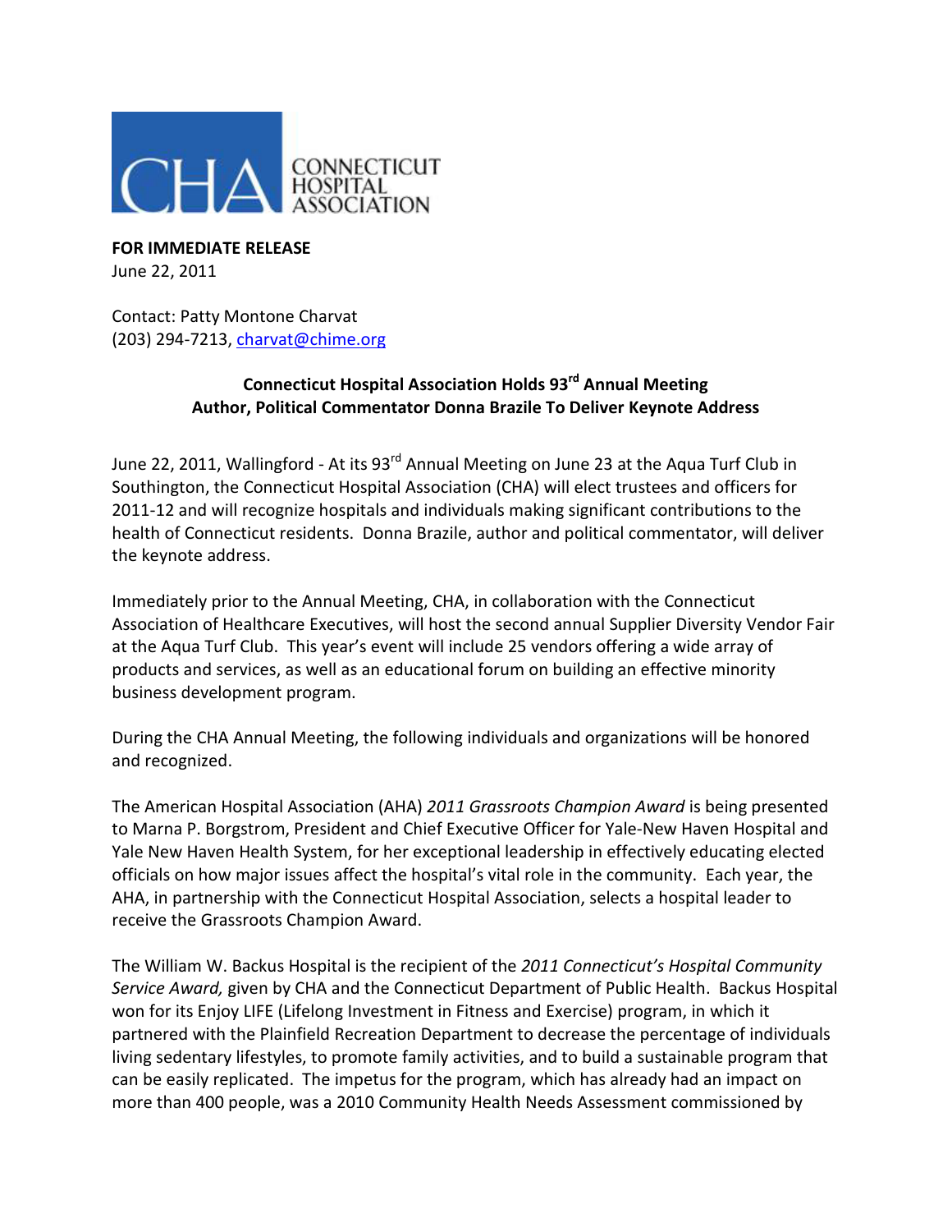CONNECTICUT HOSPITAL ASSOCIATION

**FOR IMMEDIATE RELEASE**
June 22, 2011

Contact: Patty Montone Charvat
(203) 294-7213, charvat@chime.org

**Connecticut Hospital Association Holds 93rd Annual Meeting**
**Author, Political Commentator Donna Brazile To Deliver Keynote Address**

June 22, 2011, Wallingford - At its 93rd Annual Meeting on June 23 at the Aqua Turf Club in Southington, the Connecticut Hospital Association (CHA) will elect trustees and officers for 2011-12 and will recognize hospitals and individuals making significant contributions to the health of Connecticut residents. Donna Brazile, author and political commentator, will deliver the keynote address.

Immediately prior to the Annual Meeting, CHA, in collaboration with the Connecticut Association of Healthcare Executives, will host the second annual Supplier Diversity Vendor Fair at the Aqua Turf Club. This year's event will include 25 vendors offering a wide array of products and services, as well as an educational forum on building an effective minority business development program.

During the CHA Annual Meeting, the following individuals and organizations will be honored and recognized.

The American Hospital Association (AHA) *2011 Grassroots Champion Award* is being presented to Marna P. Borgstrom, President and Chief Executive Officer for Yale-New Haven Hospital and Yale New Haven Health System, for her exceptional leadership in effectively educating elected officials on how major issues affect the hospital's vital role in the community. Each year, the AHA, in partnership with the Connecticut Hospital Association, selects a hospital leader to receive the Grassroots Champion Award.

The William W. Backus Hospital is the recipient of the *2011 Connecticut's Hospital Community Service Award,* given by CHA and the Connecticut Department of Public Health. Backus Hospital won for its Enjoy LIFE (Lifelong Investment in Fitness and Exercise) program, in which it partnered with the Plainfield Recreation Department to decrease the percentage of individuals living sedentary lifestyles, to promote family activities, and to build a sustainable program that can be easily replicated. The impetus for the program, which has already had an impact on more than 400 people, was a 2010 Community Health Needs Assessment commissioned by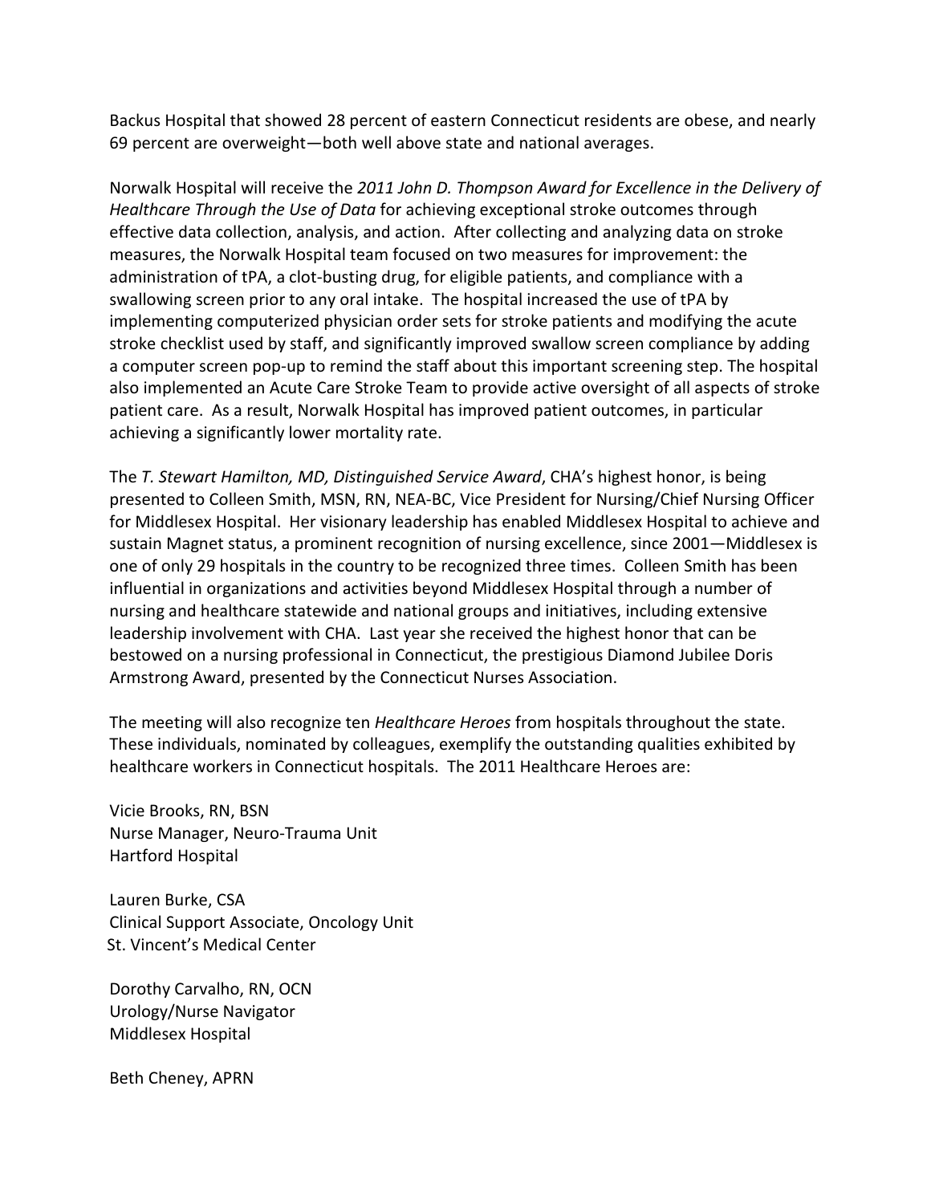Backus Hospital that showed 28 percent of eastern Connecticut residents are obese, and nearly 69 percent are overweight—both well above state and national averages.

Norwalk Hospital will receive the *2011 John D. Thompson Award for Excellence in the Delivery of Healthcare Through the Use of Data* for achieving exceptional stroke outcomes through effective data collection, analysis, and action. After collecting and analyzing data on stroke measures, the Norwalk Hospital team focused on two measures for improvement: the administration of tPA, a clot-busting drug, for eligible patients, and compliance with a swallowing screen prior to any oral intake. The hospital increased the use of tPA by implementing computerized physician order sets for stroke patients and modifying the acute stroke checklist used by staff, and significantly improved swallow screen compliance by adding a computer screen pop-up to remind the staff about this important screening step. The hospital also implemented an Acute Care Stroke Team to provide active oversight of all aspects of stroke patient care. As a result, Norwalk Hospital has improved patient outcomes, in particular achieving a significantly lower mortality rate.

The *T. Stewart Hamilton, MD, Distinguished Service Award*, CHA's highest honor, is being presented to Colleen Smith, MSN, RN, NEA-BC, Vice President for Nursing/Chief Nursing Officer for Middlesex Hospital. Her visionary leadership has enabled Middlesex Hospital to achieve and sustain Magnet status, a prominent recognition of nursing excellence, since 2001—Middlesex is one of only 29 hospitals in the country to be recognized three times. Colleen Smith has been influential in organizations and activities beyond Middlesex Hospital through a number of nursing and healthcare statewide and national groups and initiatives, including extensive leadership involvement with CHA. Last year she received the highest honor that can be bestowed on a nursing professional in Connecticut, the prestigious Diamond Jubilee Doris Armstrong Award, presented by the Connecticut Nurses Association.

The meeting will also recognize ten *Healthcare Heroes* from hospitals throughout the state. These individuals, nominated by colleagues, exemplify the outstanding qualities exhibited by healthcare workers in Connecticut hospitals. The 2011 Healthcare Heroes are:

Vicie Brooks, RN, BSN
Nurse Manager, Neuro-Trauma Unit
Hartford Hospital

Lauren Burke, CSA
Clinical Support Associate, Oncology Unit
St. Vincent's Medical Center

Dorothy Carvalho, RN, OCN
Urology/Nurse Navigator
Middlesex Hospital

Beth Cheney, APRN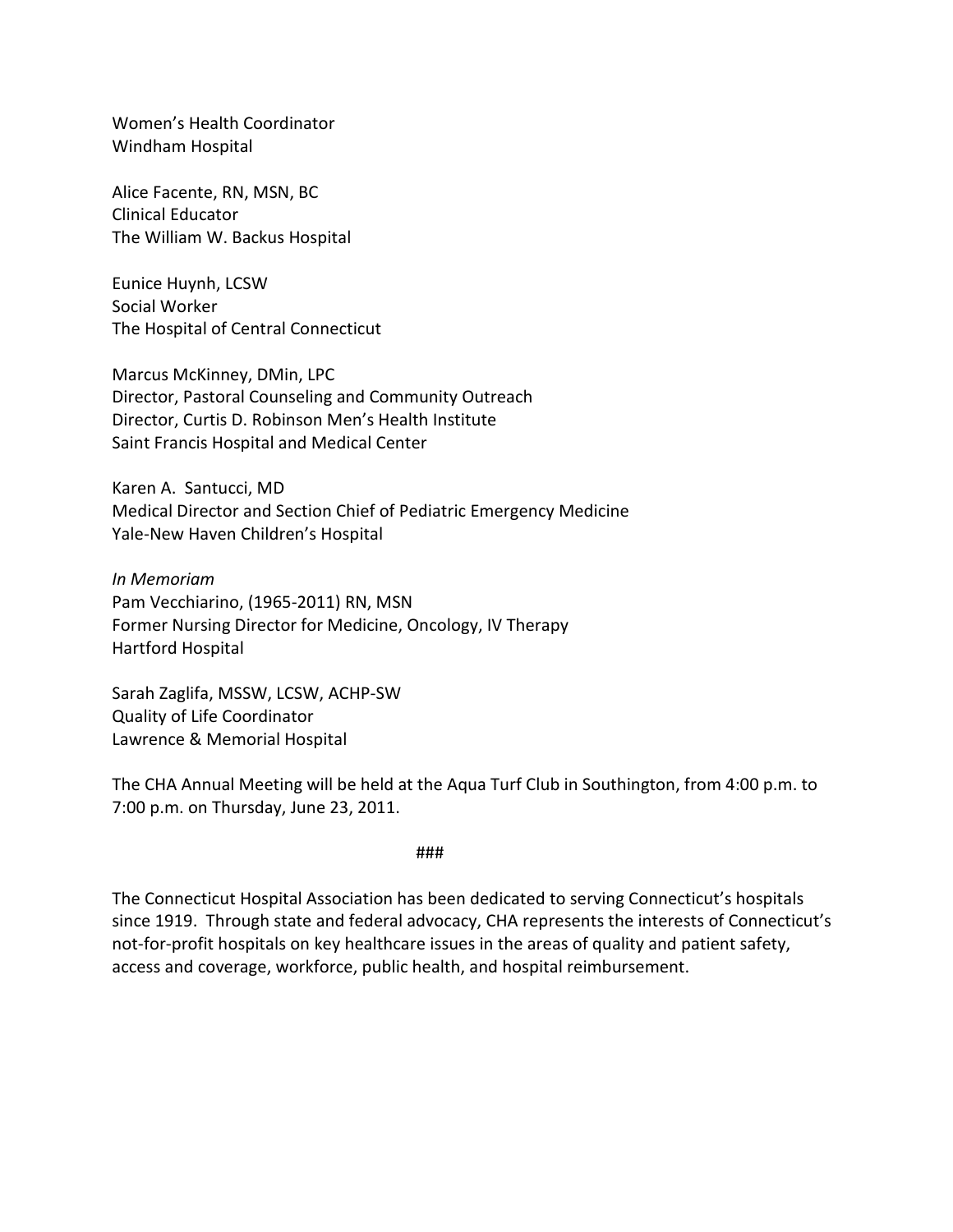Women's Health Coordinator
Windham Hospital

Alice Facente, RN, MSN, BC
Clinical Educator
The William W. Backus Hospital

Eunice Huynh, LCSW
Social Worker
The Hospital of Central Connecticut

Marcus McKinney, DMin, LPC
Director, Pastoral Counseling and Community Outreach
Director, Curtis D. Robinson Men's Health Institute
Saint Francis Hospital and Medical Center

Karen A. Santucci, MD
Medical Director and Section Chief of Pediatric Emergency Medicine
Yale-New Haven Children's Hospital

*In Memoriam*
Pam Vecchiarino, (1965-2011) RN, MSN
Former Nursing Director for Medicine, Oncology, IV Therapy
Hartford Hospital

Sarah Zaglifa, MSSW, LCSW, ACHP-SW
Quality of Life Coordinator
Lawrence & Memorial Hospital

The CHA Annual Meeting will be held at the Aqua Turf Club in Southington, from 4:00 p.m. to 7:00 p.m. on Thursday, June 23, 2011.

###

The Connecticut Hospital Association has been dedicated to serving Connecticut's hospitals since 1919. Through state and federal advocacy, CHA represents the interests of Connecticut's not-for-profit hospitals on key healthcare issues in the areas of quality and patient safety, access and coverage, workforce, public health, and hospital reimbursement.